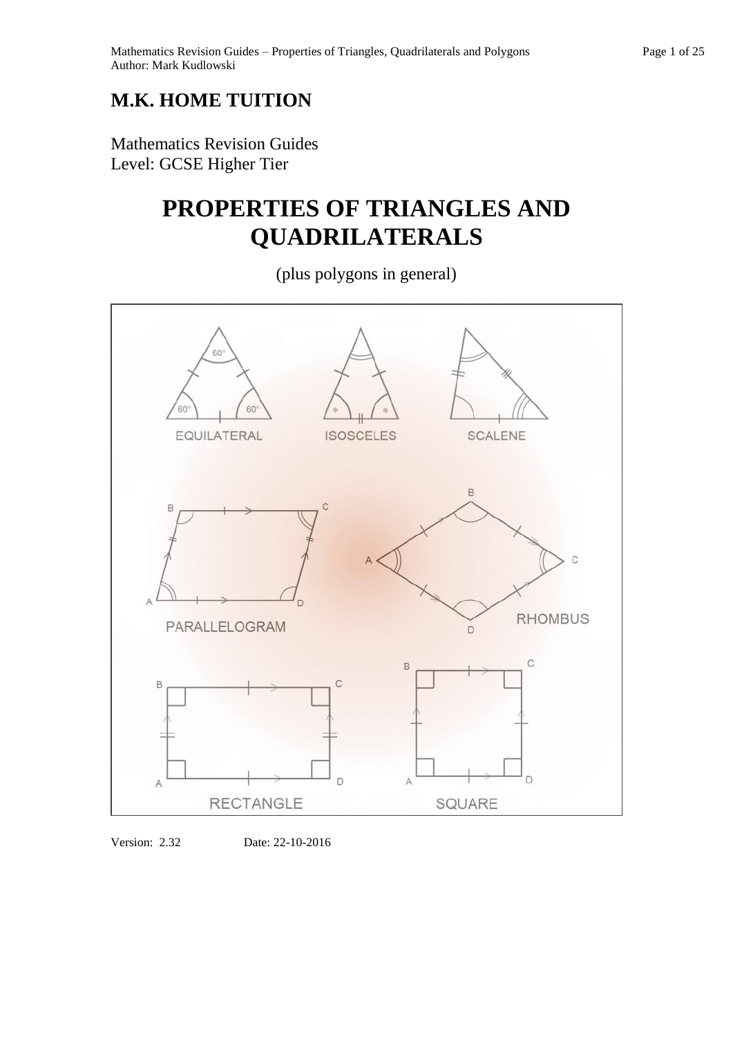# M.K. HOME TUITION

Mathematics Revision Guides
Level: GCSE Higher Tier

# PROPERTIES OF TRIANGLES AND QUADRILATERALS

(plus polygons in general)

Version: 2.32 Date: 22-10-2016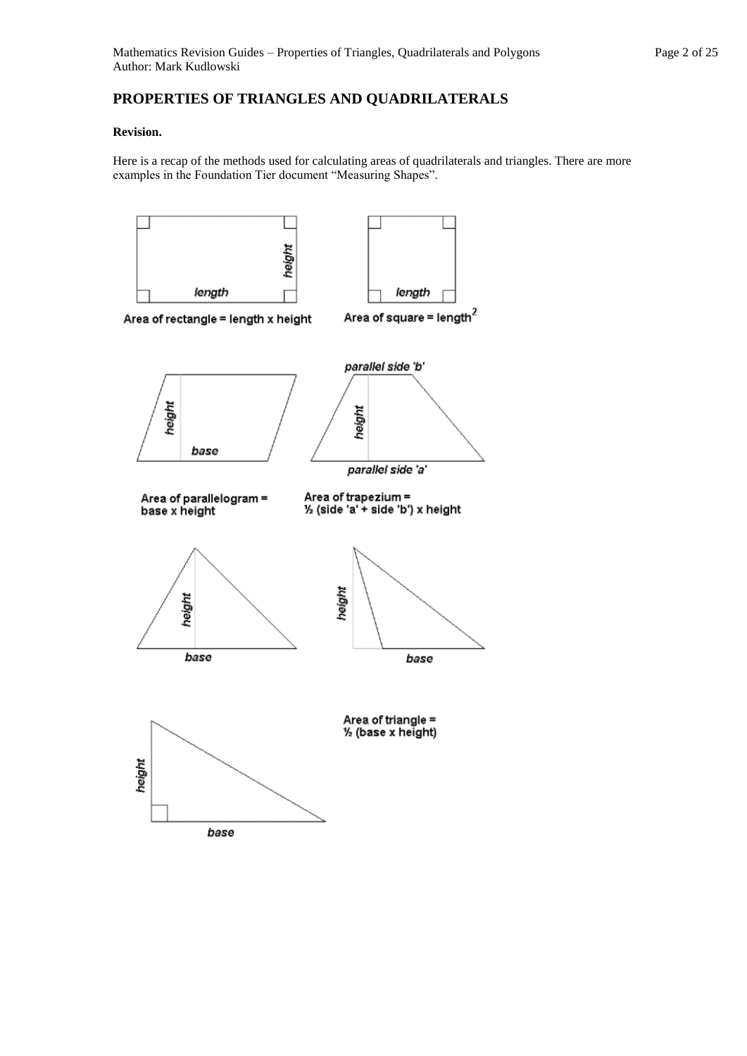# PROPERTIES OF TRIANGLES AND QUADRILATERALS

**Revision.**

Here is a recap of the methods used for calculating areas of quadrilaterals and triangles. There are more examples in the Foundation Tier document "Measuring Shapes".

Area of rectangle = length x height

Area of square = length$^2$

Area of parallelogram = base x height

Area of trapezium = ½ (side 'a' + side 'b') x height

Area of triangle = ½ (base x height)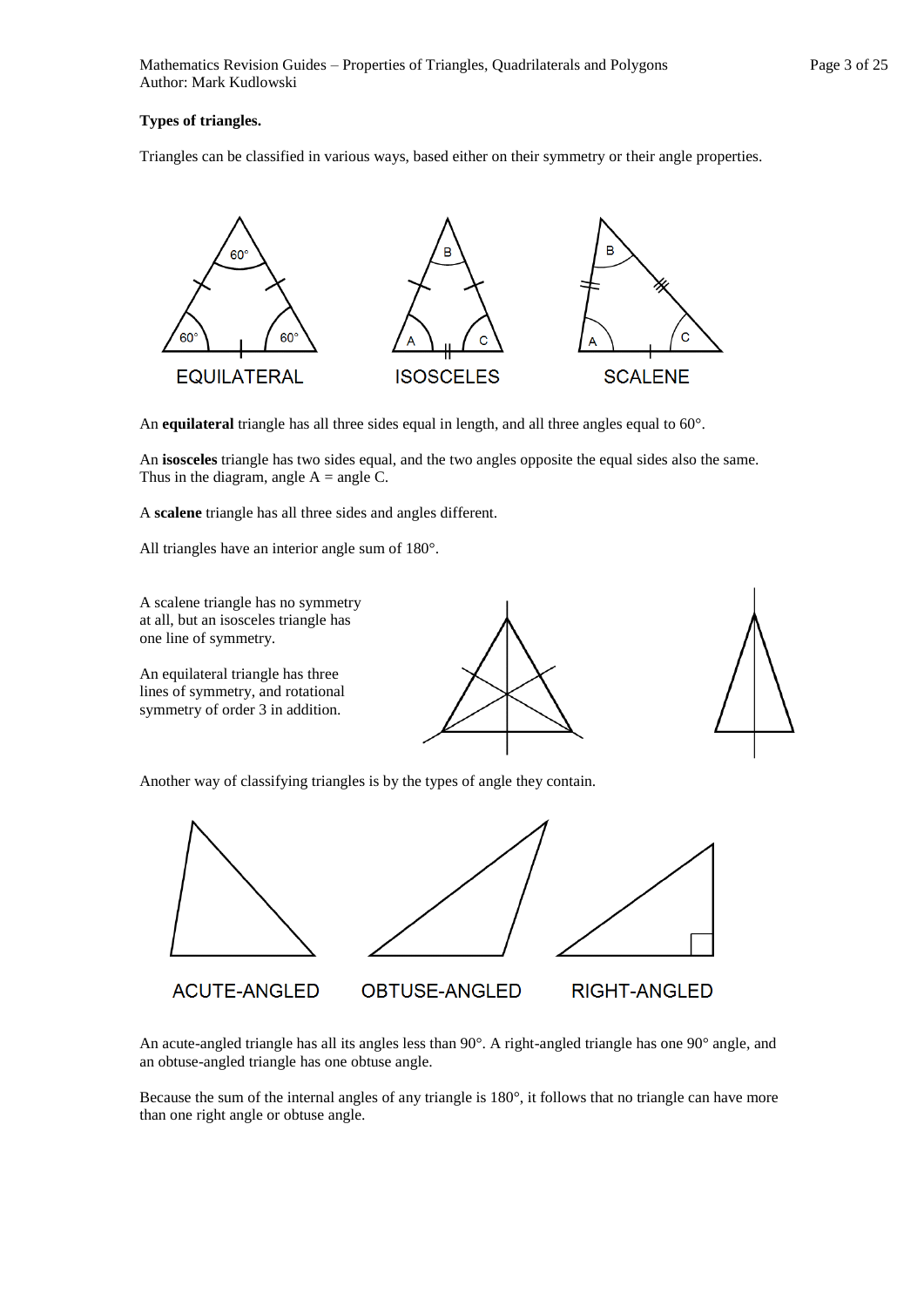**Types of triangles.**

Triangles can be classified in various ways, based either on their symmetry or their angle properties.

An **equilateral** triangle has all three sides equal in length, and all three angles equal to 60°.

An **isosceles** triangle has two sides equal, and the two angles opposite the equal sides also the same. Thus in the diagram, angle A = angle C.

A **scalene** triangle has all three sides and angles different.

All triangles have an interior angle sum of 180°.

A scalene triangle has no symmetry at all, but an isosceles triangle has one line of symmetry.

An equilateral triangle has three lines of symmetry, and rotational symmetry of order 3 in addition.

Another way of classifying triangles is by the types of angle they contain.

An acute-angled triangle has all its angles less than 90°. A right-angled triangle has one 90° angle, and an obtuse-angled triangle has one obtuse angle.

Because the sum of the internal angles of any triangle is 180°, it follows that no triangle can have more than one right angle or obtuse angle.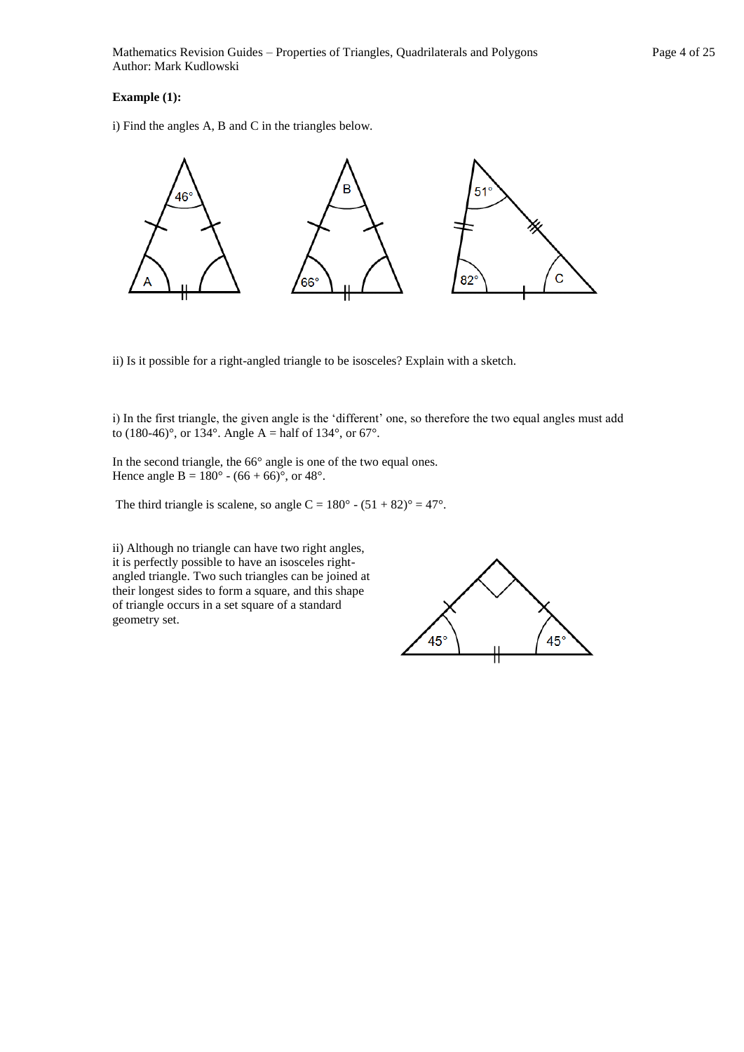**Example (1):**

i) Find the angles A, B and C in the triangles below.

ii) Is it possible for a right-angled triangle to be isosceles? Explain with a sketch.

i) In the first triangle, the given angle is the 'different' one, so therefore the two equal angles must add to (180-46)°, or 134°. Angle A = half of 134°, or 67°.

In the second triangle, the 66° angle is one of the two equal ones.
Hence angle B = 180° - (66 + 66)°, or 48°.

The third triangle is scalene, so angle C = 180° - (51 + 82)° = 47°.

ii) Although no triangle can have two right angles, it is perfectly possible to have an isosceles right-angled triangle. Two such triangles can be joined at their longest sides to form a square, and this shape of triangle occurs in a set square of a standard geometry set.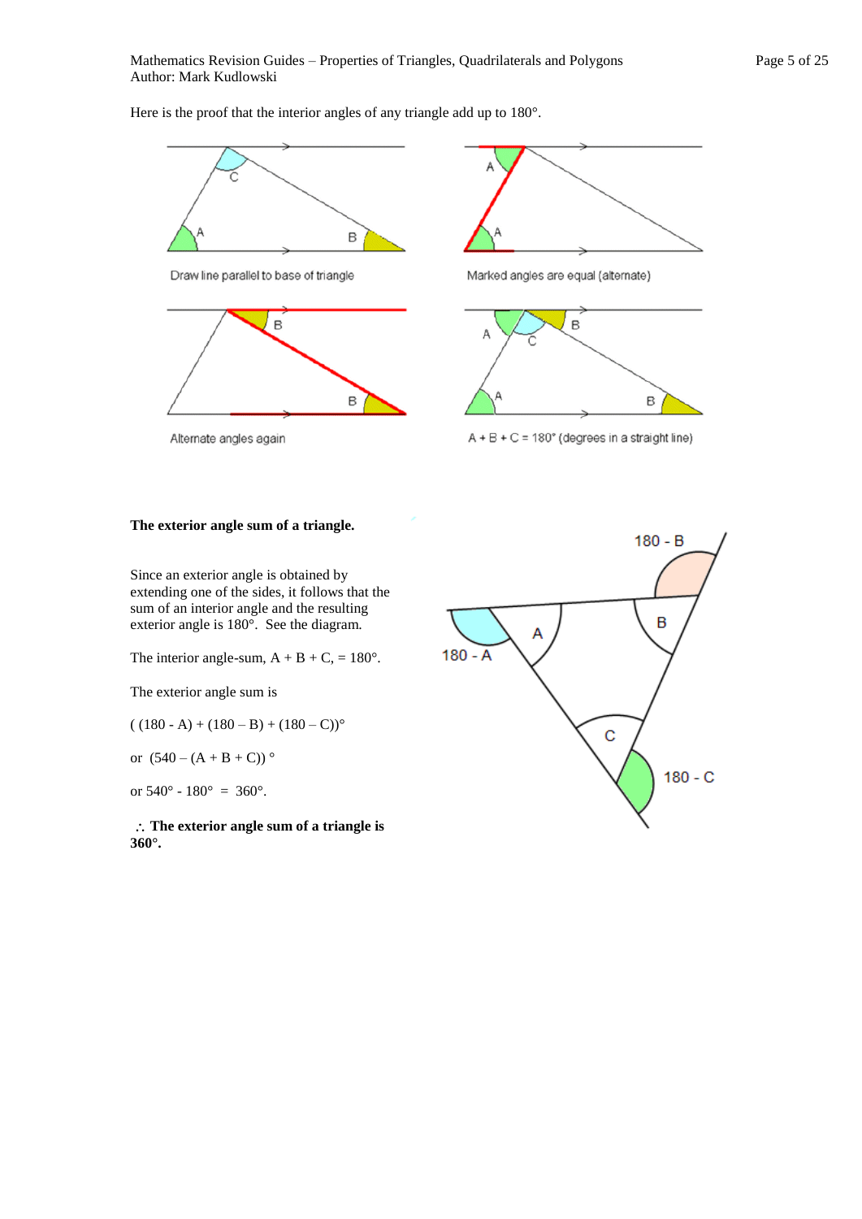Here is the proof that the interior angles of any triangle add up to 180°.

Draw line parallel to base of triangle

Marked angles are equal (alternate)

Alternate angles again

A + B + C = 180° (degrees in a straight line)

**The exterior angle sum of a triangle.**

Since an exterior angle is obtained by extending one of the sides, it follows that the sum of an interior angle and the resulting exterior angle is 180°. See the diagram.

The interior angle-sum, A + B + C, = 180°.

The exterior angle sum is

$((180 - A) + (180 - B) + (180 - C))°$

or $(540 - (A + B + C))°$

or $540° - 180° = 360°$.

$\therefore$ **The exterior angle sum of a triangle is 360°.**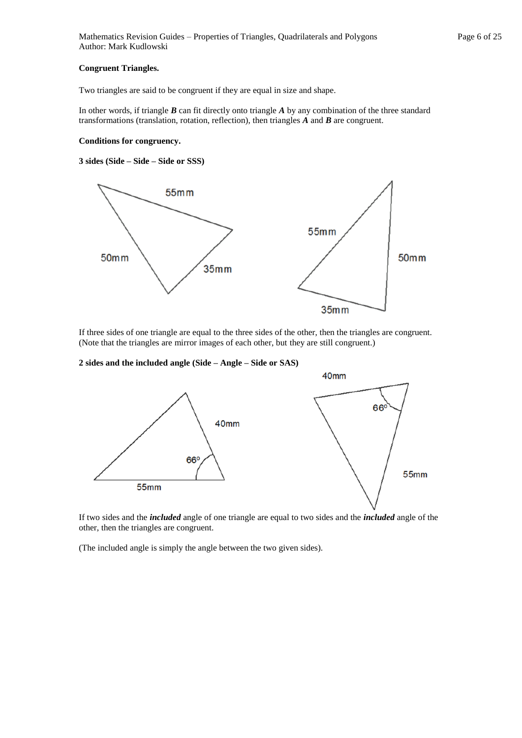**Congruent Triangles.**

Two triangles are said to be congruent if they are equal in size and shape.

In other words, if triangle ***B*** can fit directly onto triangle ***A*** by any combination of the three standard transformations (translation, rotation, reflection), then triangles ***A*** and ***B*** are congruent.

**Conditions for congruency.**

**3 sides (Side – Side – Side or SSS)**

If three sides of one triangle are equal to the three sides of the other, then the triangles are congruent. (Note that the triangles are mirror images of each other, but they are still congruent.)

**2 sides and the included angle (Side – Angle – Side or SAS)**

If two sides and the ***included*** angle of one triangle are equal to two sides and the ***included*** angle of the other, then the triangles are congruent.

(The included angle is simply the angle between the two given sides).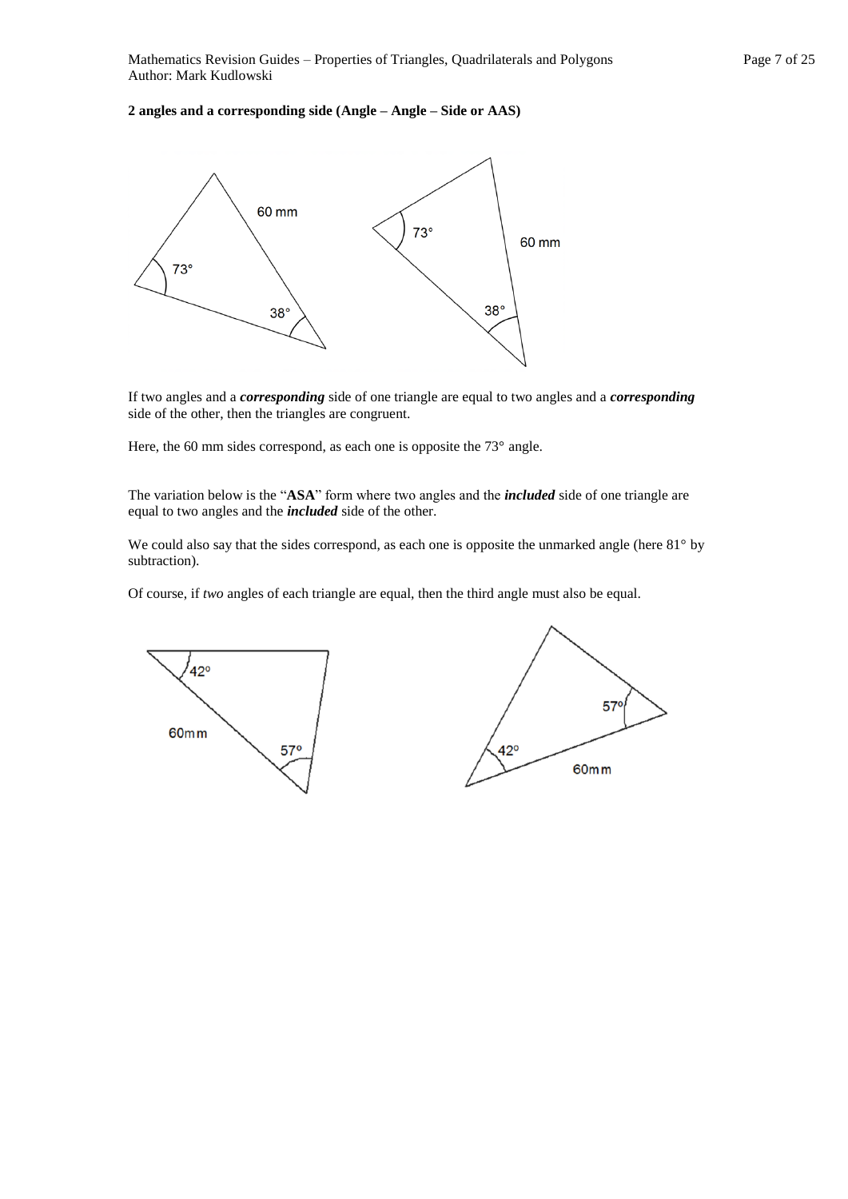**2 angles and a corresponding side (Angle – Angle – Side or AAS)**

If two angles and a ***corresponding*** side of one triangle are equal to two angles and a ***corresponding*** side of the other, then the triangles are congruent.

Here, the 60 mm sides correspond, as each one is opposite the 73° angle.

The variation below is the "**ASA**" form where two angles and the ***included*** side of one triangle are equal to two angles and the ***included*** side of the other.

We could also say that the sides correspond, as each one is opposite the unmarked angle (here 81° by subtraction).

Of course, if *two* angles of each triangle are equal, then the third angle must also be equal.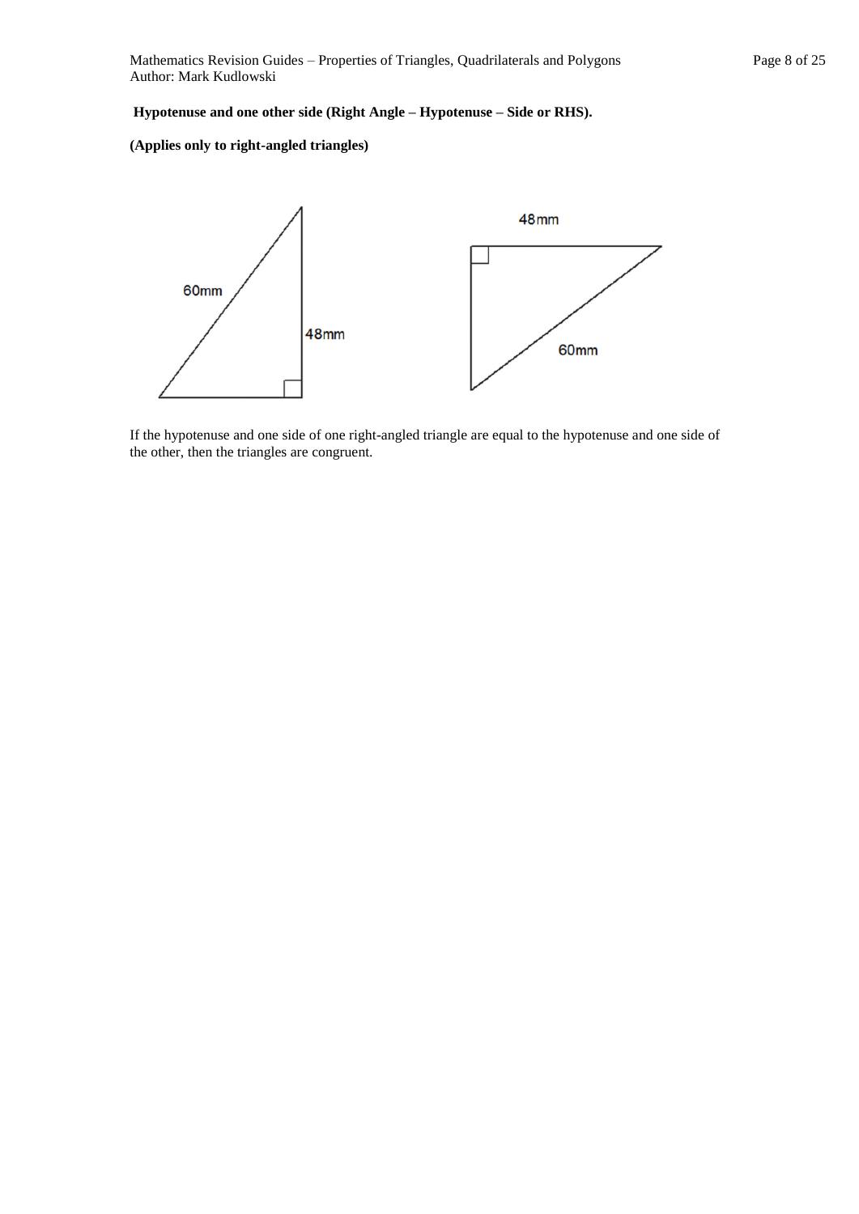**Hypotenuse and one other side (Right Angle – Hypotenuse – Side or RHS).**

**(Applies only to right-angled triangles)**

If the hypotenuse and one side of one right-angled triangle are equal to the hypotenuse and one side of the other, then the triangles are congruent.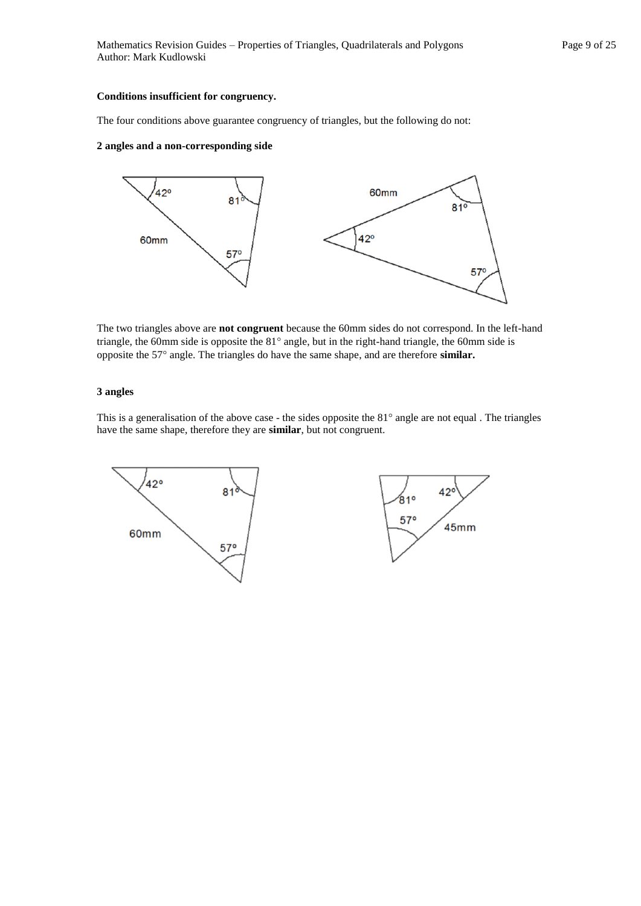### Conditions insufficient for congruency.

The four conditions above guarantee congruency of triangles, but the following do not:

**2 angles and a non-corresponding side**

The two triangles above are **not congruent** because the 60mm sides do not correspond. In the left-hand triangle, the 60mm side is opposite the 81° angle, but in the right-hand triangle, the 60mm side is opposite the 57° angle. The triangles do have the same shape, and are therefore **similar.**

**3 angles**

This is a generalisation of the above case - the sides opposite the 81° angle are not equal . The triangles have the same shape, therefore they are **similar**, but not congruent.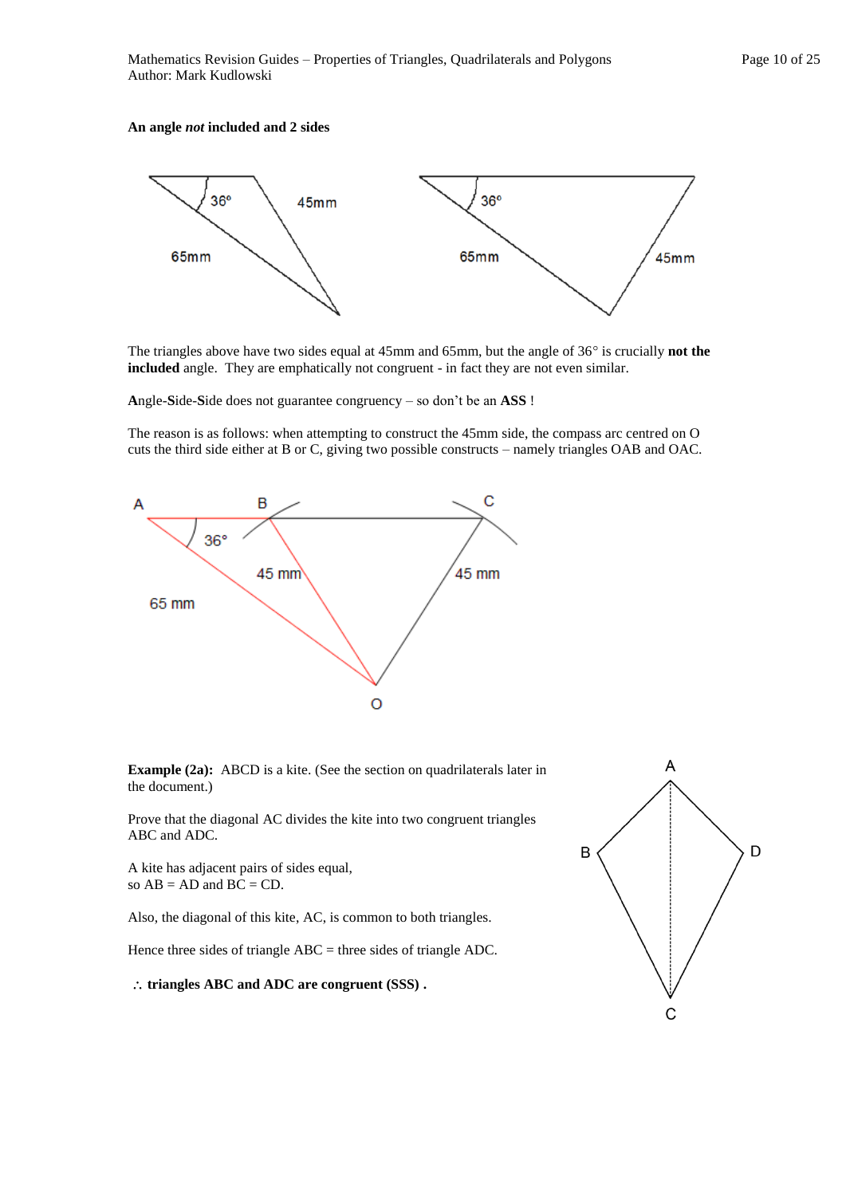**An angle *not* included and 2 sides**

The triangles above have two sides equal at 45mm and 65mm, but the angle of 36° is crucially **not the included** angle. They are emphatically not congruent - in fact they are not even similar.

**A**ngle-**S**ide-**S**ide does not guarantee congruency – so don't be an **ASS** !

The reason is as follows: when attempting to construct the 45mm side, the compass arc centred on O cuts the third side either at B or C, giving two possible constructs – namely triangles OAB and OAC.

**Example (2a):** ABCD is a kite. (See the section on quadrilaterals later in the document.)

Prove that the diagonal AC divides the kite into two congruent triangles ABC and ADC.

A kite has adjacent pairs of sides equal,
so AB = AD and BC = CD.

Also, the diagonal of this kite, AC, is common to both triangles.

Hence three sides of triangle ABC = three sides of triangle ADC.

$\therefore$ **triangles ABC and ADC are congruent (SSS) .**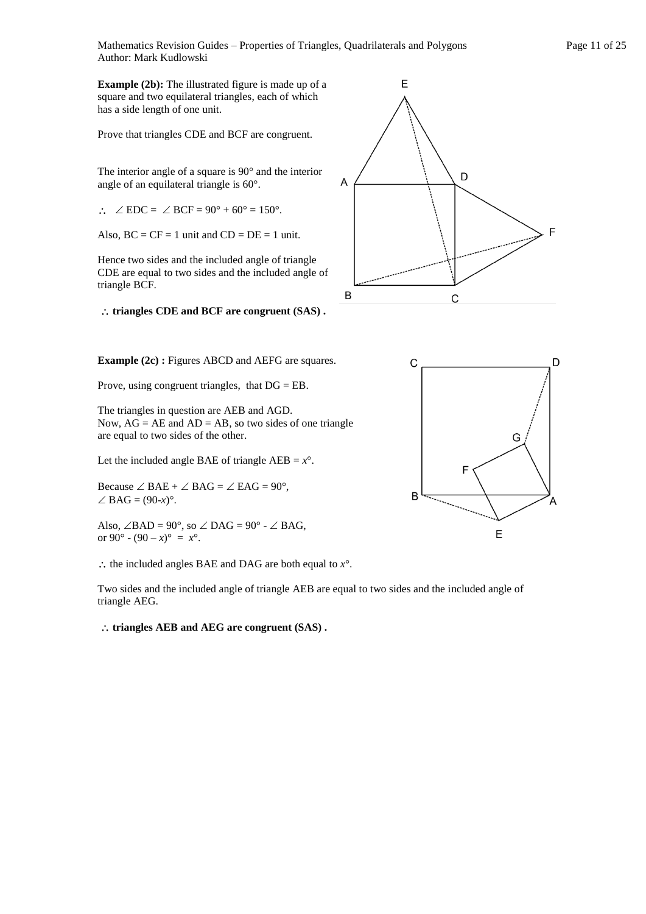**Example (2b):** The illustrated figure is made up of a square and two equilateral triangles, each of which has a side length of one unit.

Prove that triangles CDE and BCF are congruent.

The interior angle of a square is 90° and the interior angle of an equilateral triangle is 60°.

$\therefore$ $\angle$ EDC = $\angle$ BCF = 90° + 60° = 150°.

Also, BC = CF = 1 unit and CD = DE = 1 unit.

Hence two sides and the included angle of triangle CDE are equal to two sides and the included angle of triangle BCF.

$\therefore$ **triangles CDE and BCF are congruent (SAS) .**

**Example (2c) :** Figures ABCD and AEFG are squares.

Prove, using congruent triangles, that DG = EB.

The triangles in question are AEB and AGD.
Now, AG = AE and AD = AB, so two sides of one triangle are equal to two sides of the other.

Let the included angle BAE of triangle AEB = $x$°.

Because $\angle$ BAE + $\angle$ BAG = $\angle$ EAG = 90°,
$\angle$ BAG = (90-$x$)°.

Also, $\angle$BAD = 90°, so $\angle$ DAG = 90° - $\angle$ BAG,
or 90° - (90 – $x$)° = $x$°.

$\therefore$ the included angles BAE and DAG are both equal to $x$°.

Two sides and the included angle of triangle AEB are equal to two sides and the included angle of triangle AEG.

$\therefore$ **triangles AEB and AEG are congruent (SAS) .**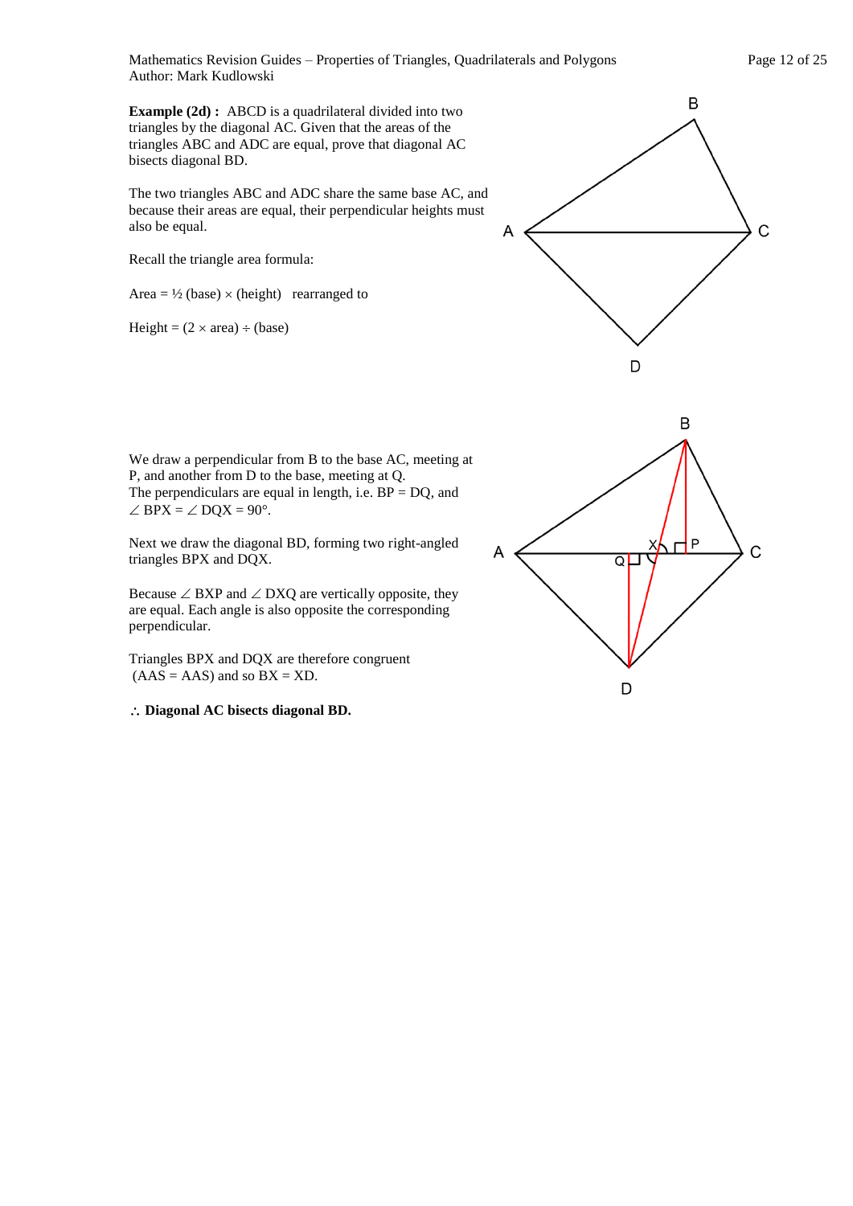**Example (2d) :** ABCD is a quadrilateral divided into two triangles by the diagonal AC. Given that the areas of the triangles ABC and ADC are equal, prove that diagonal AC bisects diagonal BD.

The two triangles ABC and ADC share the same base AC, and because their areas are equal, their perpendicular heights must also be equal.

Recall the triangle area formula:

Area = ½ (base) × (height)   rearranged to

Height = (2 × area) ÷ (base)

We draw a perpendicular from B to the base AC, meeting at P, and another from D to the base, meeting at Q.
The perpendiculars are equal in length, i.e. BP = DQ, and ∠ BPX = ∠ DQX = 90°.

Next we draw the diagonal BD, forming two right-angled triangles BPX and DQX.

Because ∠ BXP and ∠ DXQ are vertically opposite, they are equal. Each angle is also opposite the corresponding perpendicular.

Triangles BPX and DQX are therefore congruent (AAS = AAS) and so BX = XD.

∴ **Diagonal AC bisects diagonal BD.**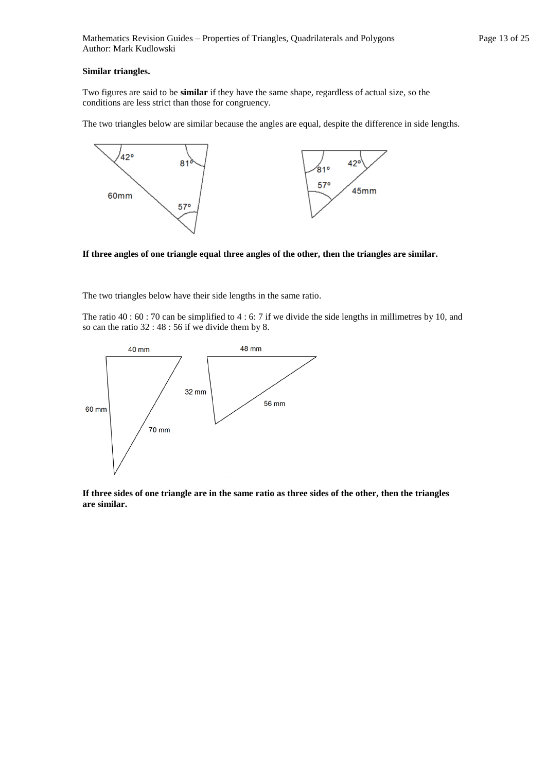**Similar triangles.**

Two figures are said to be **similar** if they have the same shape, regardless of actual size, so the conditions are less strict than those for congruency.

The two triangles below are similar because the angles are equal, despite the difference in side lengths.

**If three angles of one triangle equal three angles of the other, then the triangles are similar.**

The two triangles below have their side lengths in the same ratio.

The ratio 40 : 60 : 70 can be simplified to 4 : 6: 7 if we divide the side lengths in millimetres by 10, and so can the ratio 32 : 48 : 56 if we divide them by 8.

**If three sides of one triangle are in the same ratio as three sides of the other, then the triangles are similar.**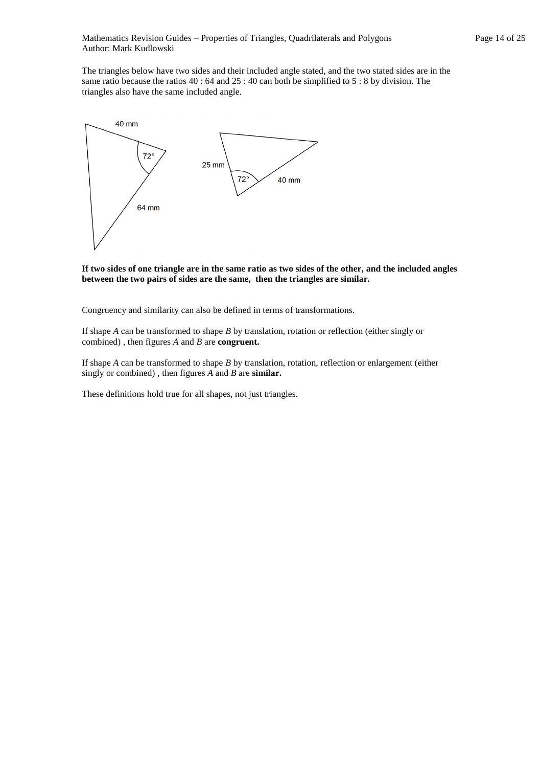The triangles below have two sides and their included angle stated, and the two stated sides are in the same ratio because the ratios 40 : 64 and 25 : 40 can both be simplified to 5 : 8 by division. The triangles also have the same included angle.

40 mm

72°

64 mm

25 mm

72°

40 mm

**If two sides of one triangle are in the same ratio as two sides of the other, and the included angles between the two pairs of sides are the same, then the triangles are similar.**

Congruency and similarity can also be defined in terms of transformations.

If shape *A* can be transformed to shape *B* by translation, rotation or reflection (either singly or combined) , then figures *A* and *B* are **congruent.**

If shape *A* can be transformed to shape *B* by translation, rotation, reflection or enlargement (either singly or combined) , then figures *A* and *B* are **similar.**

These definitions hold true for all shapes, not just triangles.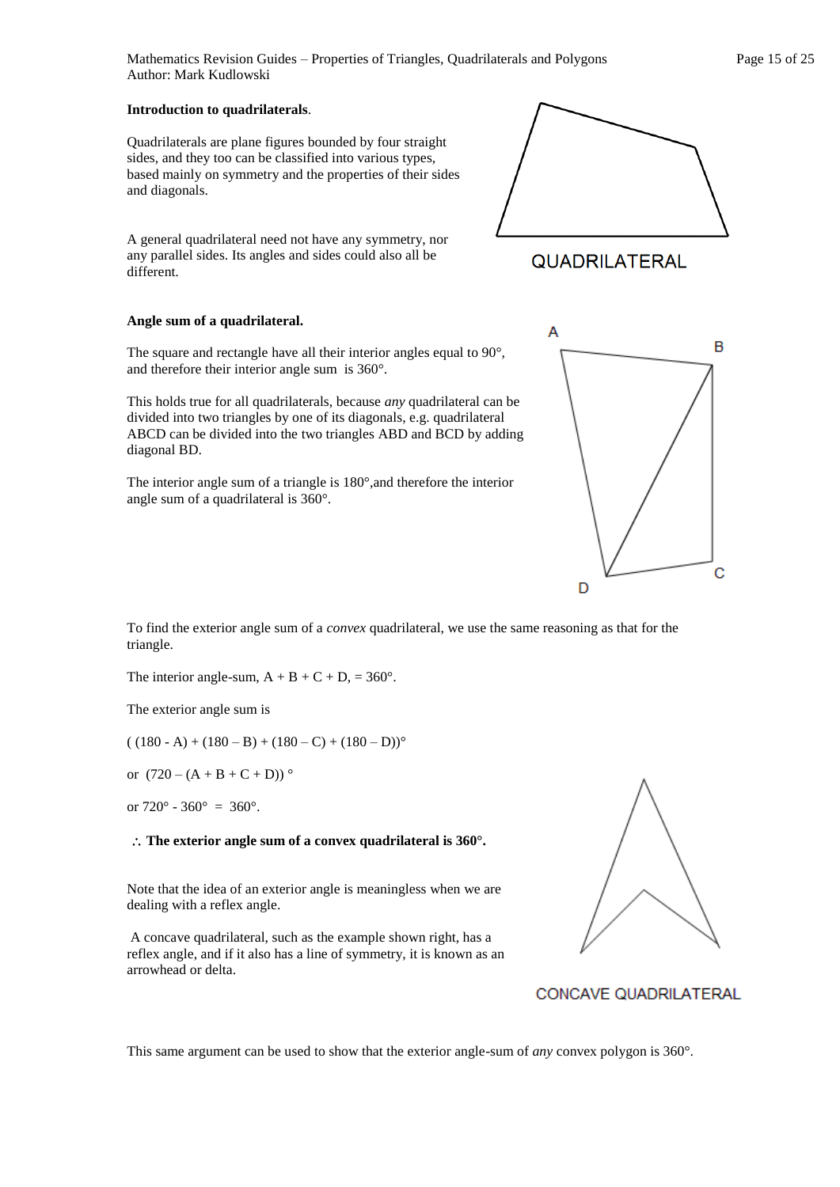**Introduction to quadrilaterals**.

Quadrilaterals are plane figures bounded by four straight sides, and they too can be classified into various types, based mainly on symmetry and the properties of their sides and diagonals.

A general quadrilateral need not have any symmetry, nor any parallel sides. Its angles and sides could also all be different.

QUADRILATERAL

**Angle sum of a quadrilateral.**

The square and rectangle have all their interior angles equal to 90°, and therefore their interior angle sum is 360°.

This holds true for all quadrilaterals, because *any* quadrilateral can be divided into two triangles by one of its diagonals, e.g. quadrilateral ABCD can be divided into the two triangles ABD and BCD by adding diagonal BD.

The interior angle sum of a triangle is 180°,and therefore the interior angle sum of a quadrilateral is 360°.

To find the exterior angle sum of a *convex* quadrilateral, we use the same reasoning as that for the triangle.

The interior angle-sum, $A + B + C + D, = 360°$.

The exterior angle sum is

$((180 - A) + (180 - B) + (180 - C) + (180 - D))°$

or $(720 - (A + B + C + D))°$

or $720° - 360° = 360°$.

$\therefore$ **The exterior angle sum of a convex quadrilateral is 360°.**

Note that the idea of an exterior angle is meaningless when we are dealing with a reflex angle.

A concave quadrilateral, such as the example shown right, has a reflex angle, and if it also has a line of symmetry, it is known as an arrowhead or delta.

CONCAVE QUADRILATERAL

This same argument can be used to show that the exterior angle-sum of *any* convex polygon is 360°.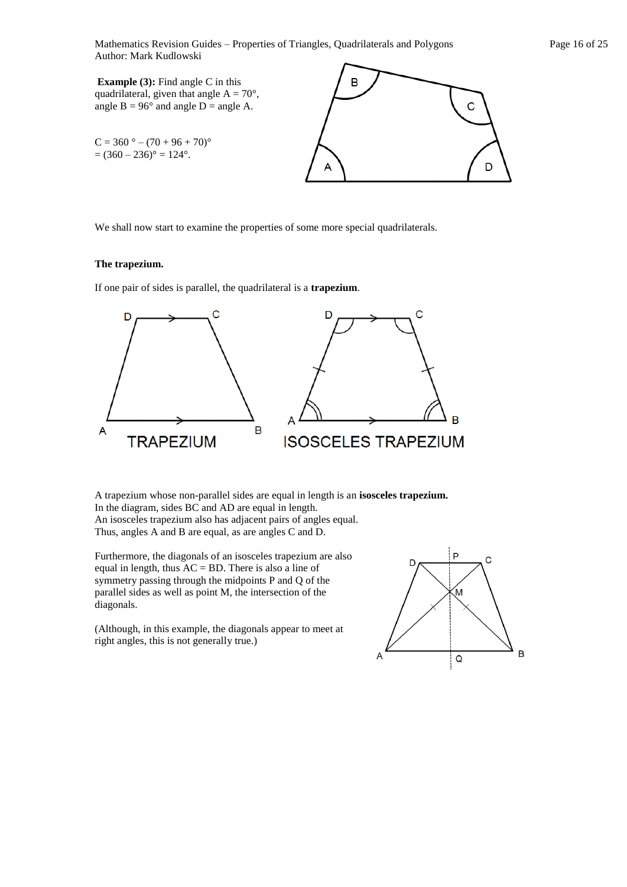**Example (3):** Find angle C in this quadrilateral, given that angle A = 70°, angle B = 96° and angle D = angle A.

$C = 360° – (70 + 96 + 70)°$
$= (360 – 236)° = 124°$.

We shall now start to examine the properties of some more special quadrilaterals.

**The trapezium.**

If one pair of sides is parallel, the quadrilateral is a **trapezium**.

A trapezium whose non-parallel sides are equal in length is an **isosceles trapezium.**
In the diagram, sides BC and AD are equal in length.
An isosceles trapezium also has adjacent pairs of angles equal.
Thus, angles A and B are equal, as are angles C and D.

Furthermore, the diagonals of an isosceles trapezium are also equal in length, thus AC = BD. There is also a line of symmetry passing through the midpoints P and Q of the parallel sides as well as point M, the intersection of the diagonals.

(Although, in this example, the diagonals appear to meet at right angles, this is not generally true.)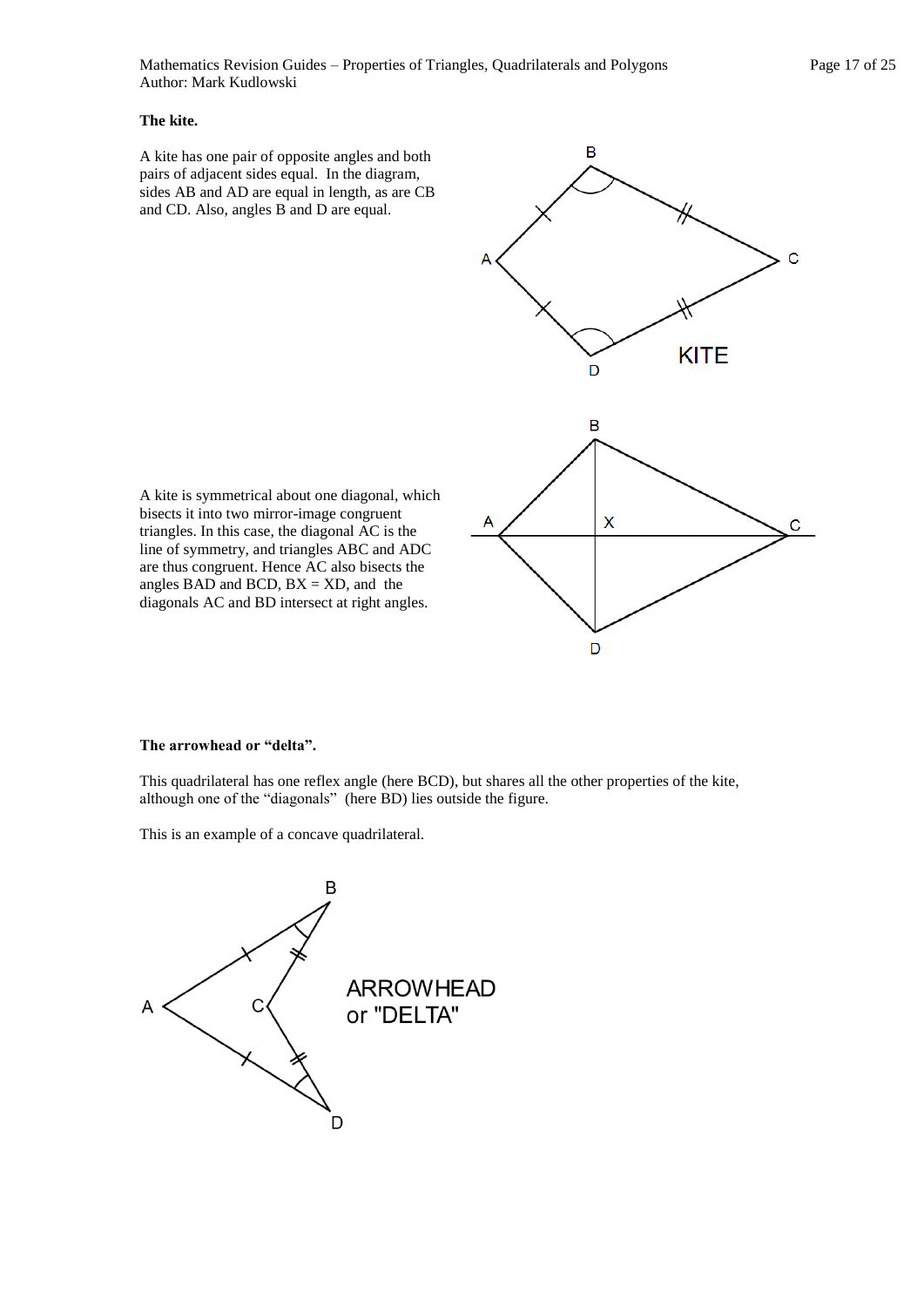**The kite.**

A kite has one pair of opposite angles and both pairs of adjacent sides equal. In the diagram, sides AB and AD are equal in length, as are CB and CD. Also, angles B and D are equal.

A kite is symmetrical about one diagonal, which bisects it into two mirror-image congruent triangles. In this case, the diagonal AC is the line of symmetry, and triangles ABC and ADC are thus congruent. Hence AC also bisects the angles BAD and BCD, BX = XD, and the diagonals AC and BD intersect at right angles.

**The arrowhead or "delta".**

This quadrilateral has one reflex angle (here BCD), but shares all the other properties of the kite, although one of the "diagonals" (here BD) lies outside the figure.

This is an example of a concave quadrilateral.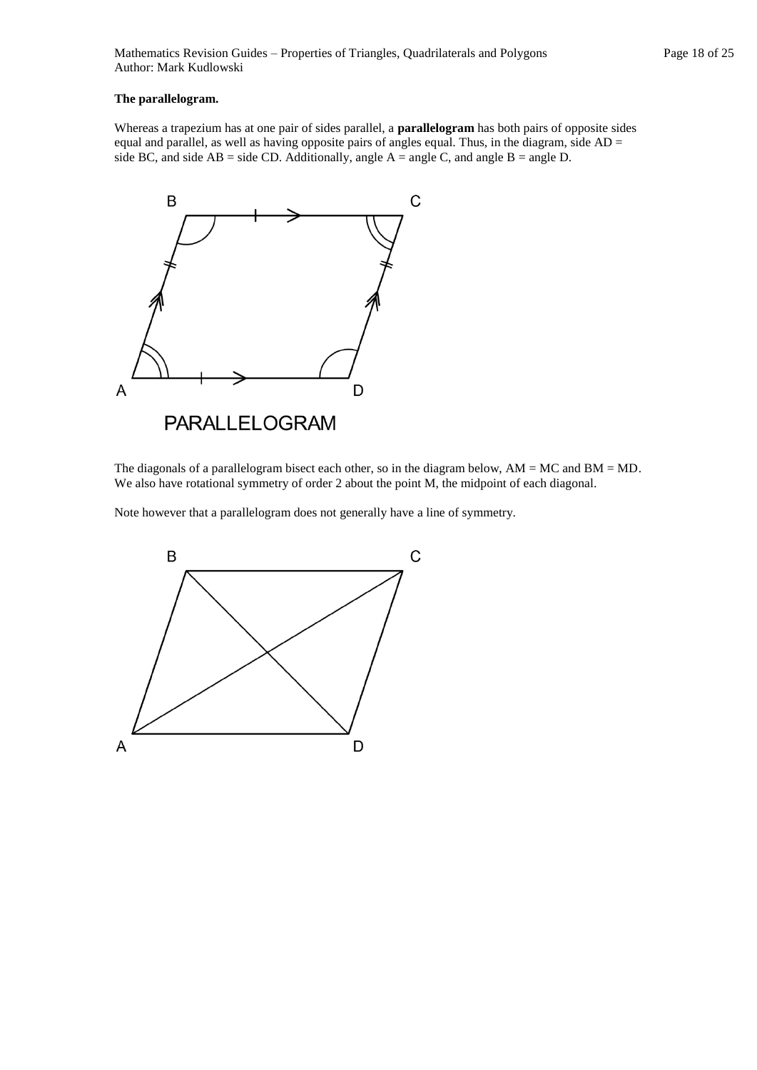**The parallelogram.**

Whereas a trapezium has at one pair of sides parallel, a **parallelogram** has both pairs of opposite sides equal and parallel, as well as having opposite pairs of angles equal. Thus, in the diagram, side AD = side BC, and side AB = side CD. Additionally, angle A = angle C, and angle B = angle D.

PARALLELOGRAM

The diagonals of a parallelogram bisect each other, so in the diagram below, AM = MC and BM = MD. We also have rotational symmetry of order 2 about the point M, the midpoint of each diagonal.

Note however that a parallelogram does not generally have a line of symmetry.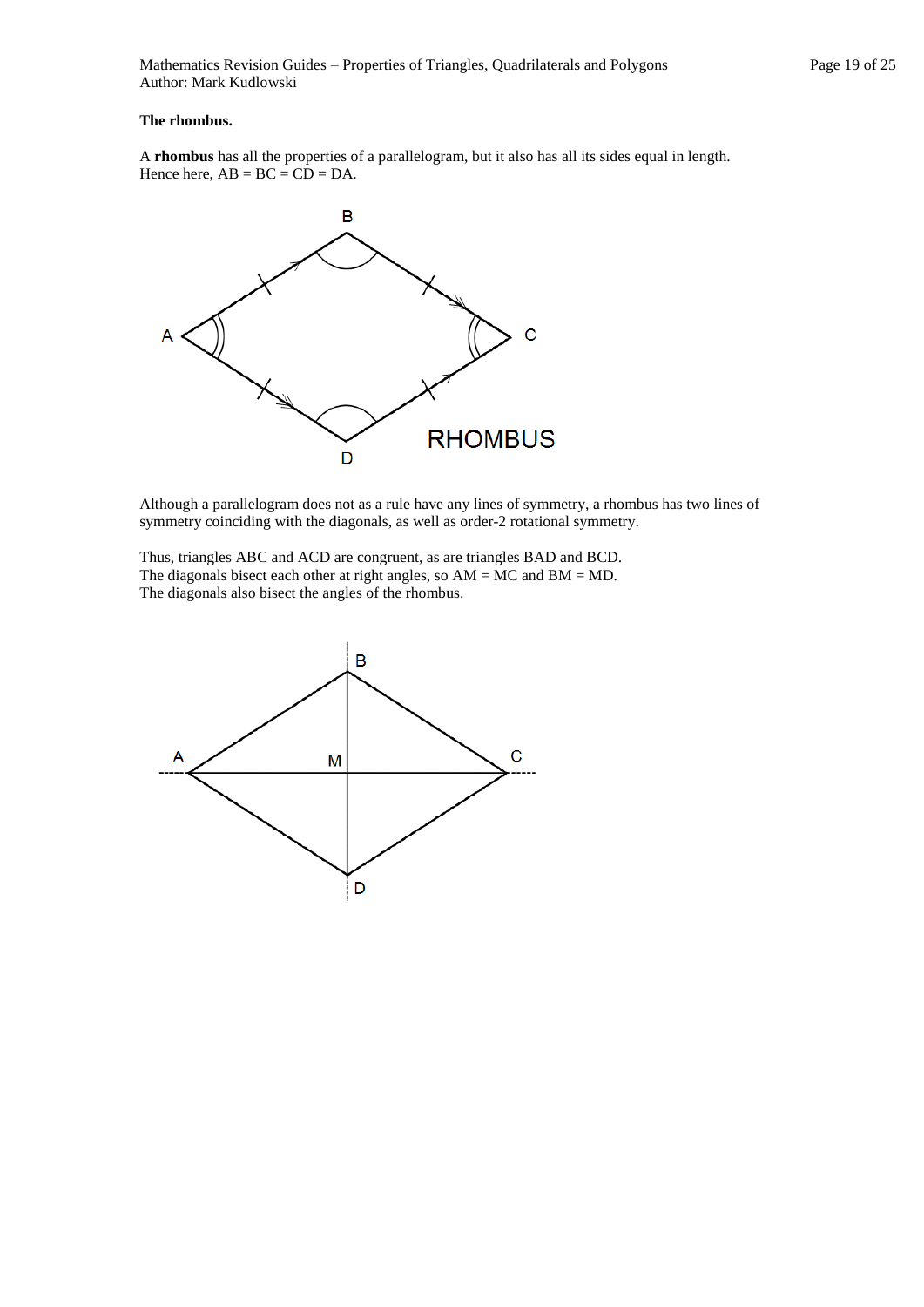**The rhombus.**

A **rhombus** has all the properties of a parallelogram, but it also has all its sides equal in length. Hence here, AB = BC = CD = DA.

Although a parallelogram does not as a rule have any lines of symmetry, a rhombus has two lines of symmetry coinciding with the diagonals, as well as order-2 rotational symmetry.

Thus, triangles ABC and ACD are congruent, as are triangles BAD and BCD.
The diagonals bisect each other at right angles, so AM = MC and BM = MD.
The diagonals also bisect the angles of the rhombus.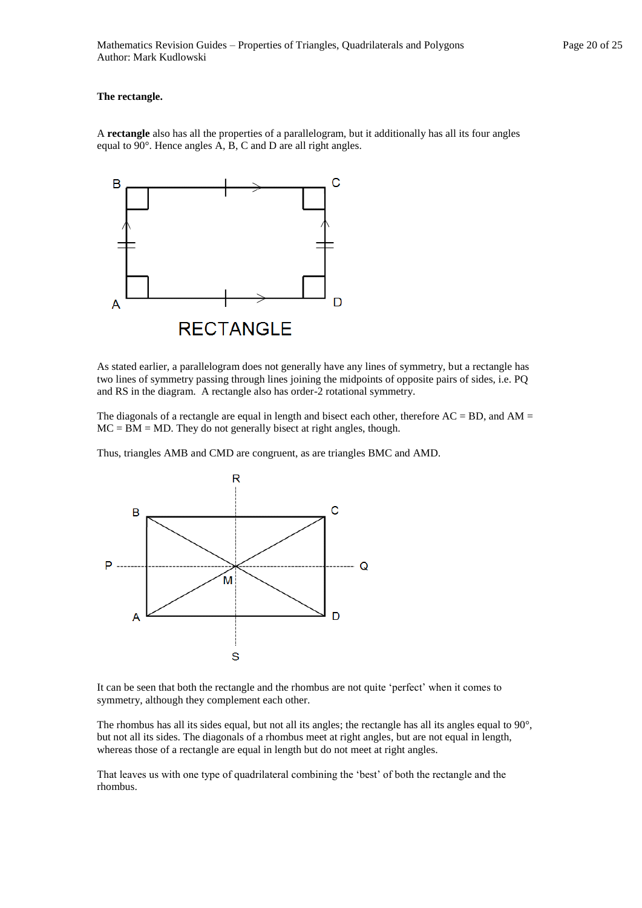**The rectangle.**

A **rectangle** also has all the properties of a parallelogram, but it additionally has all its four angles equal to 90°. Hence angles A, B, C and D are all right angles.

RECTANGLE

As stated earlier, a parallelogram does not generally have any lines of symmetry, but a rectangle has two lines of symmetry passing through lines joining the midpoints of opposite pairs of sides, i.e. PQ and RS in the diagram. A rectangle also has order-2 rotational symmetry.

The diagonals of a rectangle are equal in length and bisect each other, therefore AC = BD, and AM = MC = BM = MD. They do not generally bisect at right angles, though.

Thus, triangles AMB and CMD are congruent, as are triangles BMC and AMD.

It can be seen that both the rectangle and the rhombus are not quite 'perfect' when it comes to symmetry, although they complement each other.

The rhombus has all its sides equal, but not all its angles; the rectangle has all its angles equal to 90°, but not all its sides. The diagonals of a rhombus meet at right angles, but are not equal in length, whereas those of a rectangle are equal in length but do not meet at right angles.

That leaves us with one type of quadrilateral combining the 'best' of both the rectangle and the rhombus.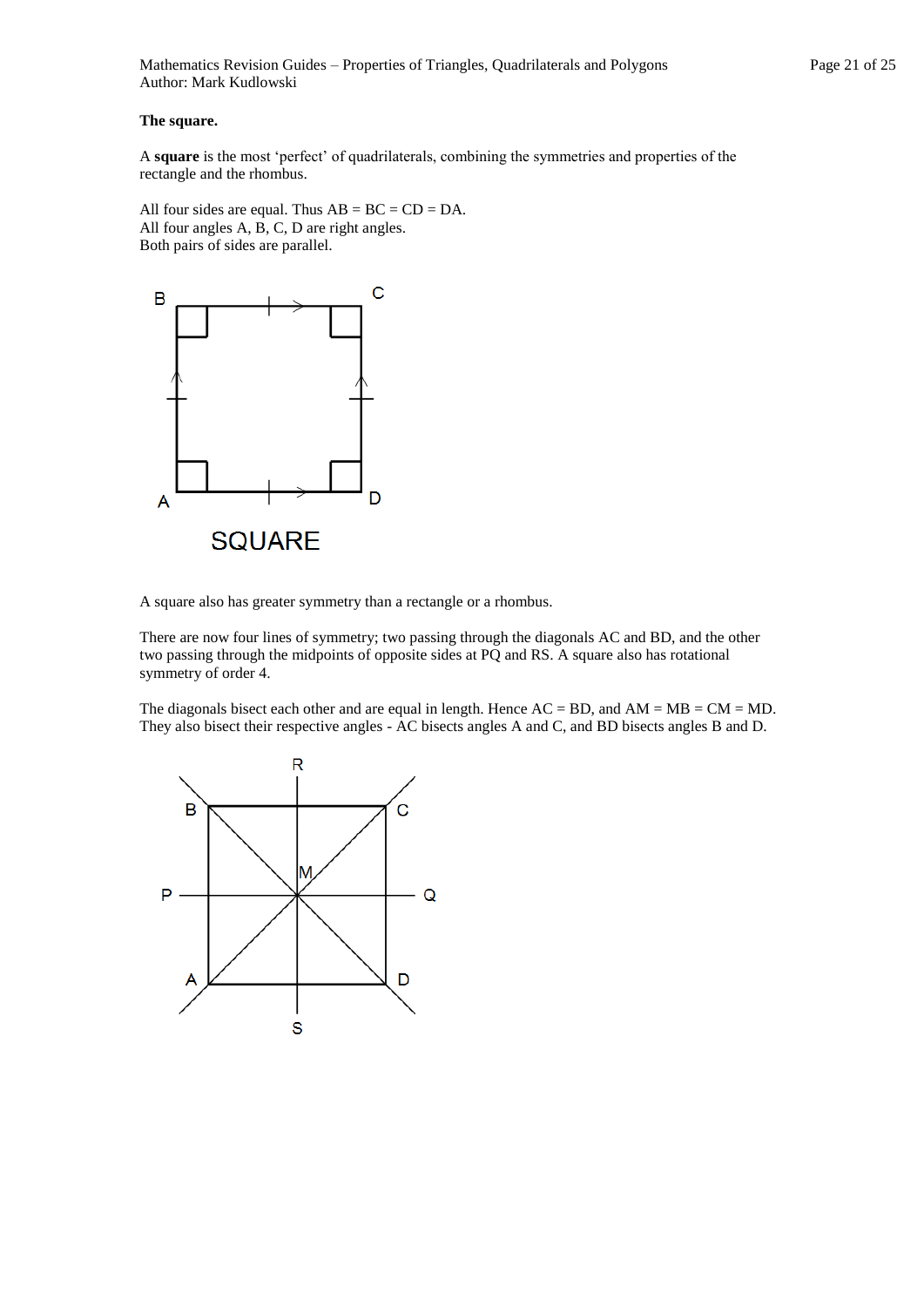**The square.**

A **square** is the most 'perfect' of quadrilaterals, combining the symmetries and properties of the rectangle and the rhombus.

All four sides are equal. Thus AB = BC = CD = DA.
All four angles A, B, C, D are right angles.
Both pairs of sides are parallel.

A square also has greater symmetry than a rectangle or a rhombus.

There are now four lines of symmetry; two passing through the diagonals AC and BD, and the other two passing through the midpoints of opposite sides at PQ and RS. A square also has rotational symmetry of order 4.

The diagonals bisect each other and are equal in length. Hence AC = BD, and AM = MB = CM = MD. They also bisect their respective angles - AC bisects angles A and C, and BD bisects angles B and D.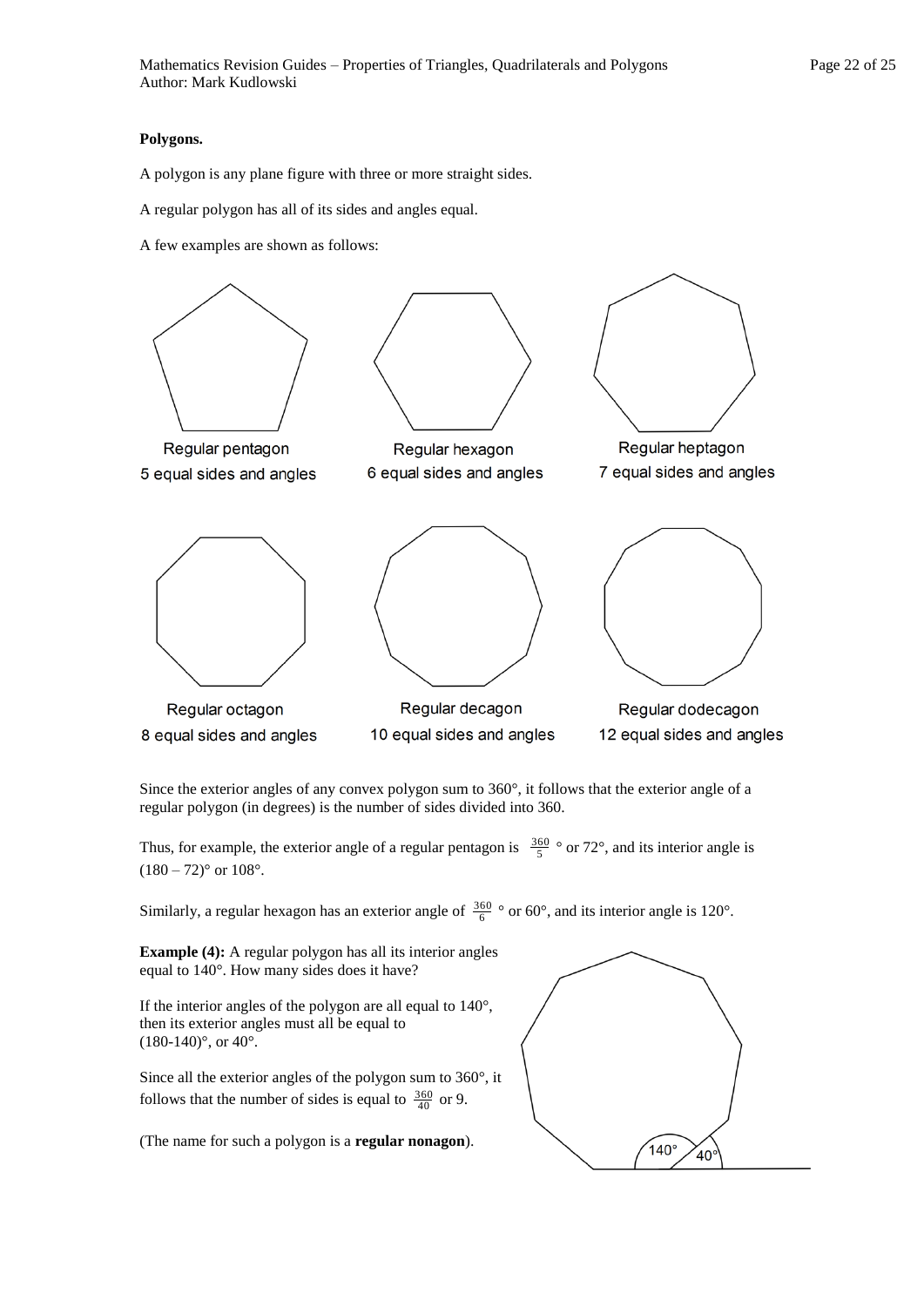**Polygons.**

A polygon is any plane figure with three or more straight sides.

A regular polygon has all of its sides and angles equal.

A few examples are shown as follows:

Regular pentagon
5 equal sides and angles

Regular hexagon
6 equal sides and angles

Regular heptagon
7 equal sides and angles

Regular octagon
8 equal sides and angles

Regular decagon
10 equal sides and angles

Regular dodecagon
12 equal sides and angles

Since the exterior angles of any convex polygon sum to 360°, it follows that the exterior angle of a regular polygon (in degrees) is the number of sides divided into 360.

Thus, for example, the exterior angle of a regular pentagon is $\frac{360}{5}$ ° or 72°, and its interior angle is (180 – 72)° or 108°.

Similarly, a regular hexagon has an exterior angle of $\frac{360}{6}$ ° or 60°, and its interior angle is 120°.

**Example (4):** A regular polygon has all its interior angles equal to 140°. How many sides does it have?

If the interior angles of the polygon are all equal to 140°, then its exterior angles must all be equal to (180-140)°, or 40°.

Since all the exterior angles of the polygon sum to 360°, it follows that the number of sides is equal to $\frac{360}{40}$ or 9.

(The name for such a polygon is a **regular nonagon**).

140° 40°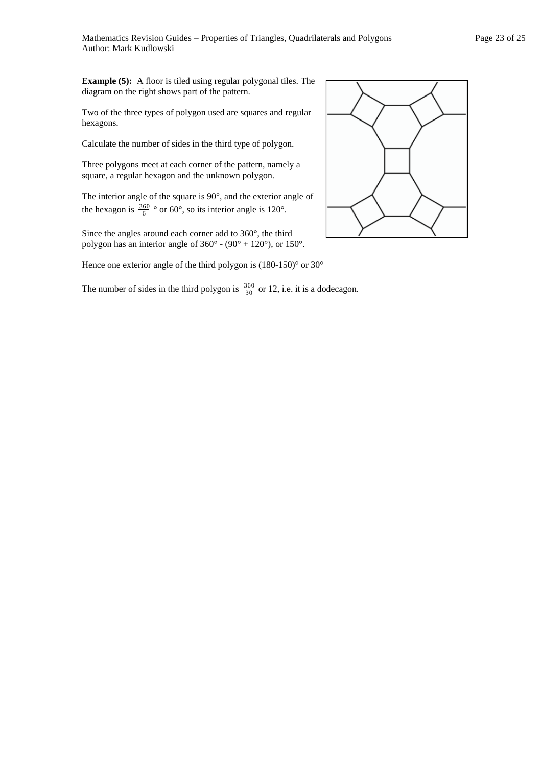**Example (5):** A floor is tiled using regular polygonal tiles. The diagram on the right shows part of the pattern.

Two of the three types of polygon used are squares and regular hexagons.

Calculate the number of sides in the third type of polygon.

Three polygons meet at each corner of the pattern, namely a square, a regular hexagon and the unknown polygon.

The interior angle of the square is 90°, and the exterior angle of the hexagon is $\frac{360}{6}$ ° or 60°, so its interior angle is 120°.

Since the angles around each corner add to 360°, the third polygon has an interior angle of 360° - (90° + 120°), or 150°.

Hence one exterior angle of the third polygon is (180-150)° or 30°

The number of sides in the third polygon is $\frac{360}{30}$ or 12, i.e. it is a dodecagon.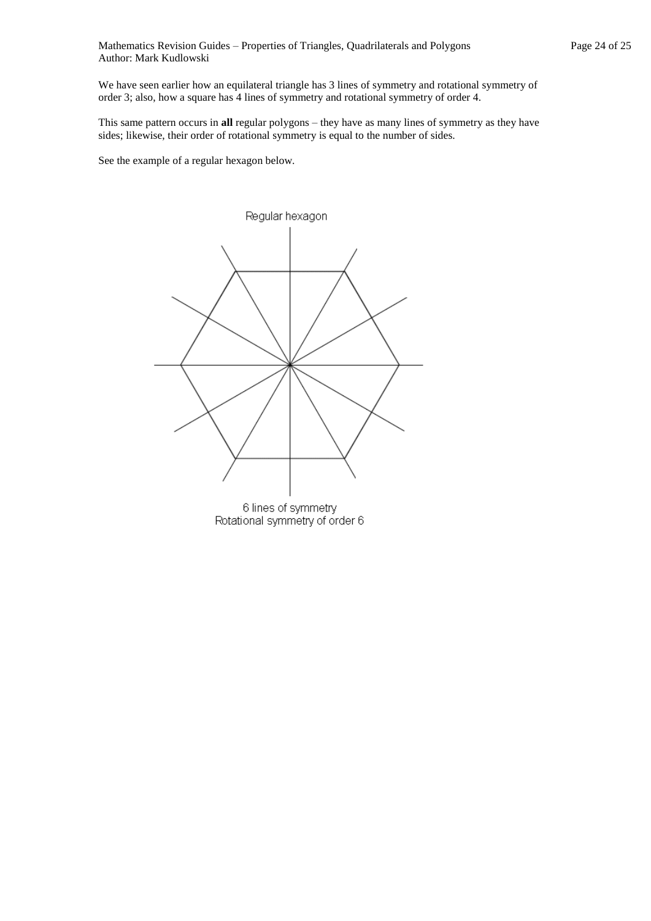We have seen earlier how an equilateral triangle has 3 lines of symmetry and rotational symmetry of order 3; also, how a square has 4 lines of symmetry and rotational symmetry of order 4.

This same pattern occurs in **all** regular polygons – they have as many lines of symmetry as they have sides; likewise, their order of rotational symmetry is equal to the number of sides.

See the example of a regular hexagon below.

Regular hexagon

6 lines of symmetry
Rotational symmetry of order 6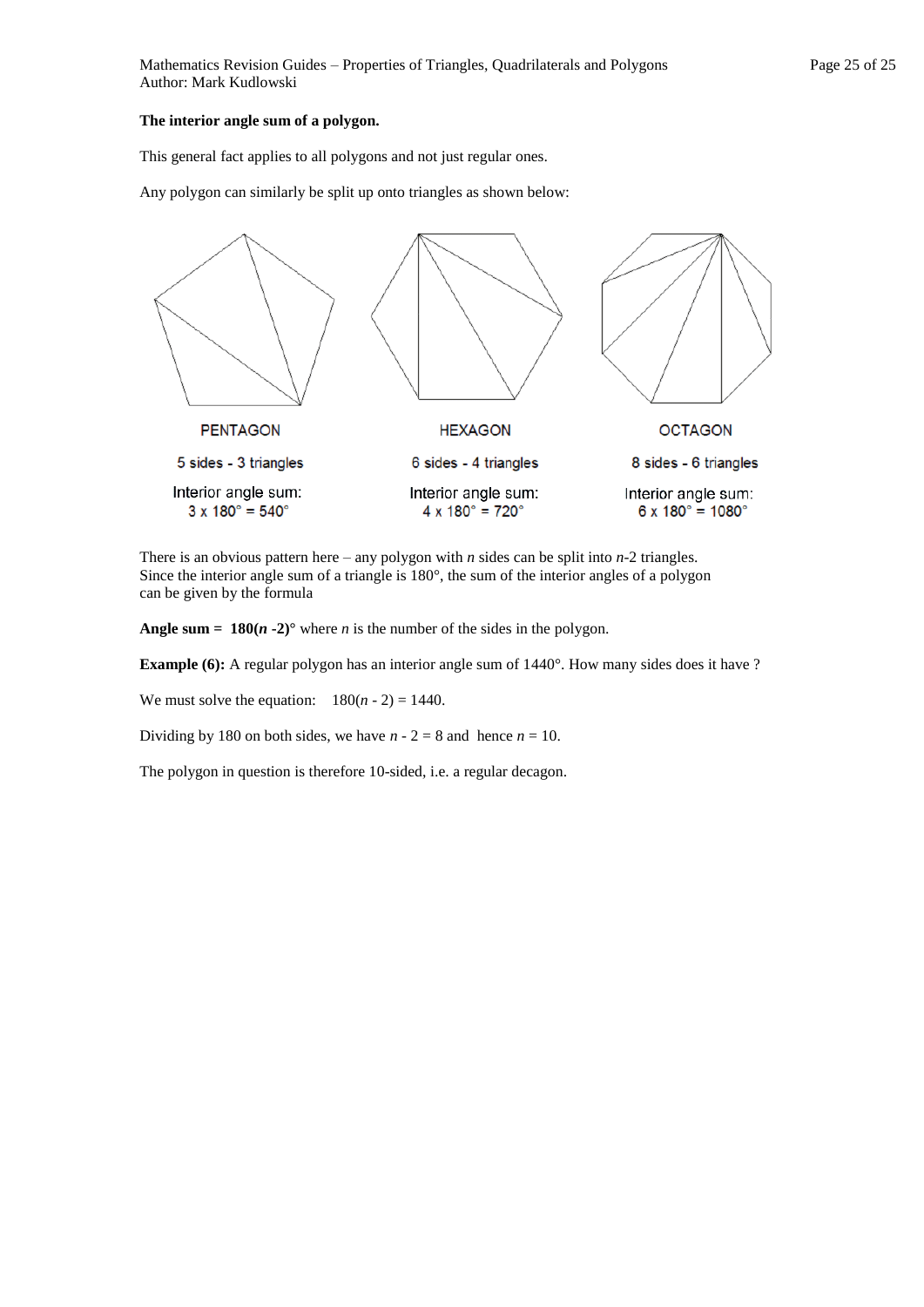**The interior angle sum of a polygon.**

This general fact applies to all polygons and not just regular ones.

Any polygon can similarly be split up onto triangles as shown below:

PENTAGON

5 sides - 3 triangles

Interior angle sum:
3 x 180° = 540°

HEXAGON

6 sides - 4 triangles

Interior angle sum:
4 x 180° = 720°

OCTAGON

8 sides - 6 triangles

Interior angle sum:
6 x 180° = 1080°

There is an obvious pattern here – any polygon with $n$ sides can be split into $n$-2 triangles. Since the interior angle sum of a triangle is 180°, the sum of the interior angles of a polygon can be given by the formula

**Angle sum = $180(n - 2)°$** where $n$ is the number of the sides in the polygon.

**Example (6):** A regular polygon has an interior angle sum of 1440°. How many sides does it have ?

We must solve the equation: $180(n - 2) = 1440$.

Dividing by 180 on both sides, we have $n - 2 = 8$ and hence $n = 10$.

The polygon in question is therefore 10-sided, i.e. a regular decagon.